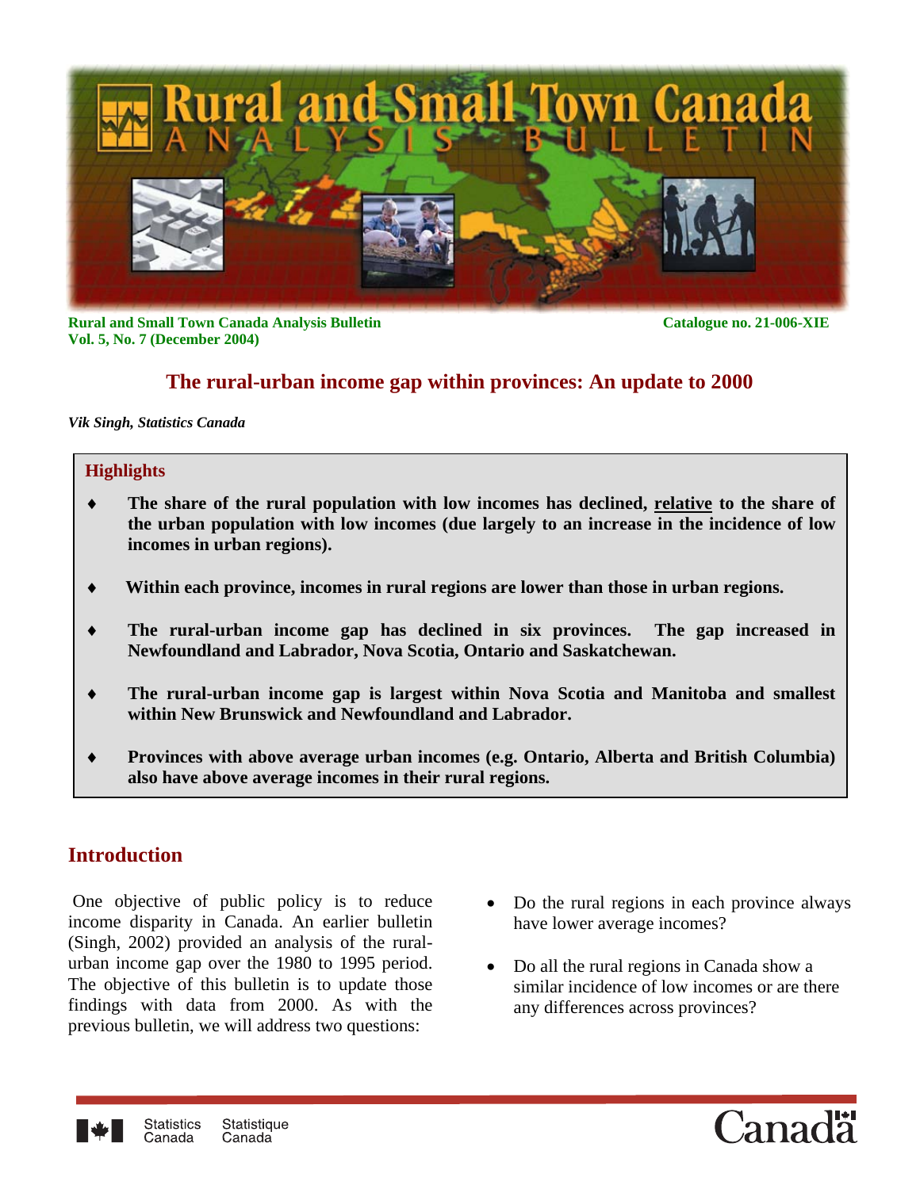Rural and Small Town Canada Analysis Bulletin
Vol. 5, No. 7 (December 2004)

Catalogue no. 21-006-XIE

# The rural-urban income gap within provinces: An update to 2000

*Vik Singh, Statistics Canada*

## Highlights

- **The share of the rural population with low incomes has declined, relative to the share of the urban population with low incomes (due largely to an increase in the incidence of low incomes in urban regions).**
- **Within each province, incomes in rural regions are lower than those in urban regions.**
- **The rural-urban income gap has declined in six provinces. The gap increased in Newfoundland and Labrador, Nova Scotia, Ontario and Saskatchewan.**
- **The rural-urban income gap is largest within Nova Scotia and Manitoba and smallest within New Brunswick and Newfoundland and Labrador.**
- **Provinces with above average urban incomes (e.g. Ontario, Alberta and British Columbia) also have above average incomes in their rural regions.**

## Introduction

One objective of public policy is to reduce income disparity in Canada. An earlier bulletin (Singh, 2002) provided an analysis of the rural-urban income gap over the 1980 to 1995 period. The objective of this bulletin is to update those findings with data from 2000. As with the previous bulletin, we will address two questions:

- Do the rural regions in each province always have lower average incomes?
- Do all the rural regions in Canada show a similar incidence of low incomes or are there any differences across provinces?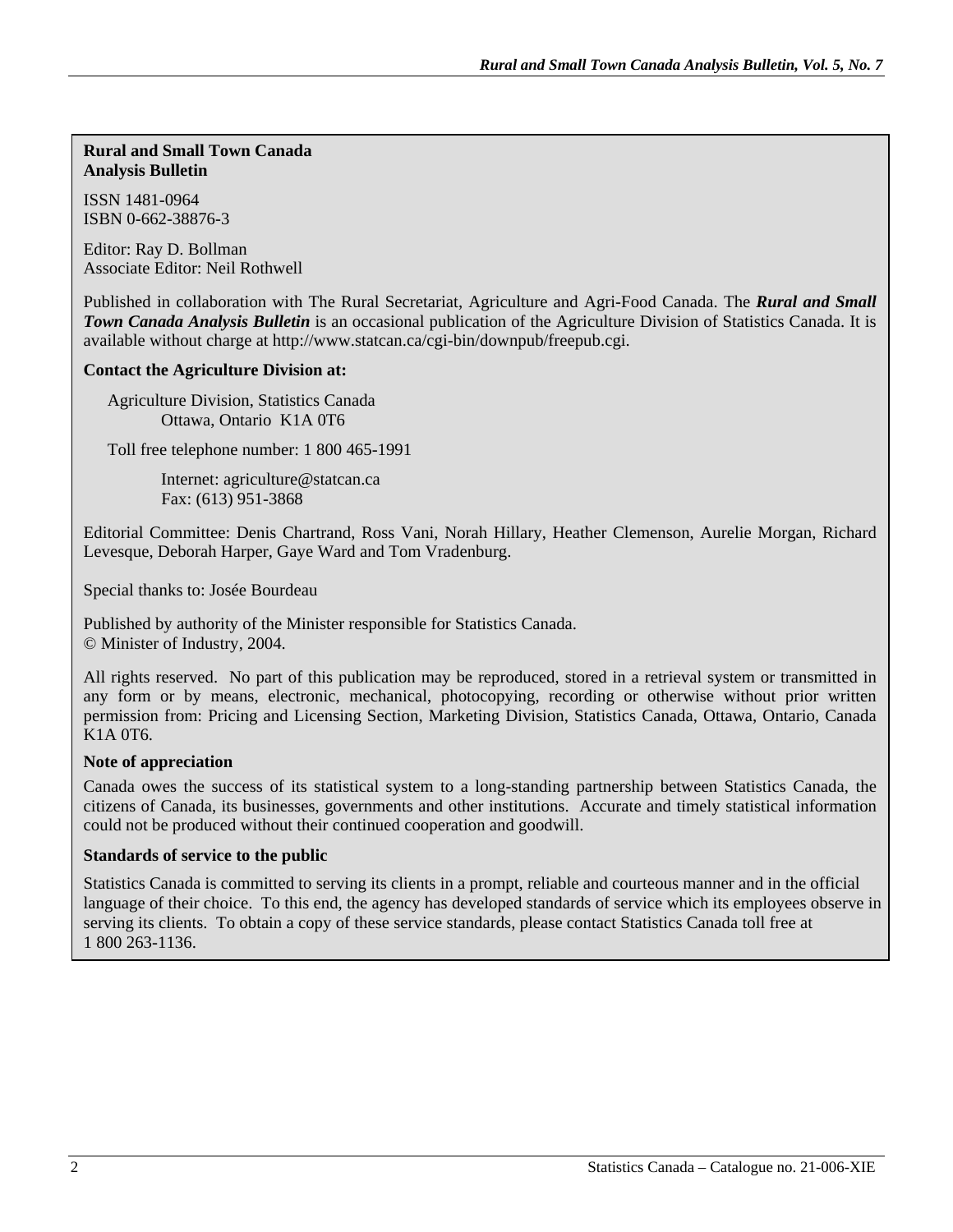**Rural and Small Town Canada Analysis Bulletin**

ISSN 1481-0964
ISBN 0-662-38876-3

Editor: Ray D. Bollman
Associate Editor: Neil Rothwell

Published in collaboration with The Rural Secretariat, Agriculture and Agri-Food Canada. The ***Rural and Small Town Canada Analysis Bulletin*** is an occasional publication of the Agriculture Division of Statistics Canada. It is available without charge at http://www.statcan.ca/cgi-bin/downpub/freepub.cgi.

**Contact the Agriculture Division at:**

Agriculture Division, Statistics Canada
Ottawa, Ontario K1A 0T6

Toll free telephone number: 1 800 465-1991

Internet: agriculture@statcan.ca
Fax: (613) 951-3868

Editorial Committee: Denis Chartrand, Ross Vani, Norah Hillary, Heather Clemenson, Aurelie Morgan, Richard Levesque, Deborah Harper, Gaye Ward and Tom Vradenburg.

Special thanks to: Josée Bourdeau

Published by authority of the Minister responsible for Statistics Canada.
© Minister of Industry, 2004.

All rights reserved. No part of this publication may be reproduced, stored in a retrieval system or transmitted in any form or by means, electronic, mechanical, photocopying, recording or otherwise without prior written permission from: Pricing and Licensing Section, Marketing Division, Statistics Canada, Ottawa, Ontario, Canada K1A 0T6.

**Note of appreciation**

Canada owes the success of its statistical system to a long-standing partnership between Statistics Canada, the citizens of Canada, its businesses, governments and other institutions. Accurate and timely statistical information could not be produced without their continued cooperation and goodwill.

**Standards of service to the public**

Statistics Canada is committed to serving its clients in a prompt, reliable and courteous manner and in the official language of their choice. To this end, the agency has developed standards of service which its employees observe in serving its clients. To obtain a copy of these service standards, please contact Statistics Canada toll free at 1 800 263-1136.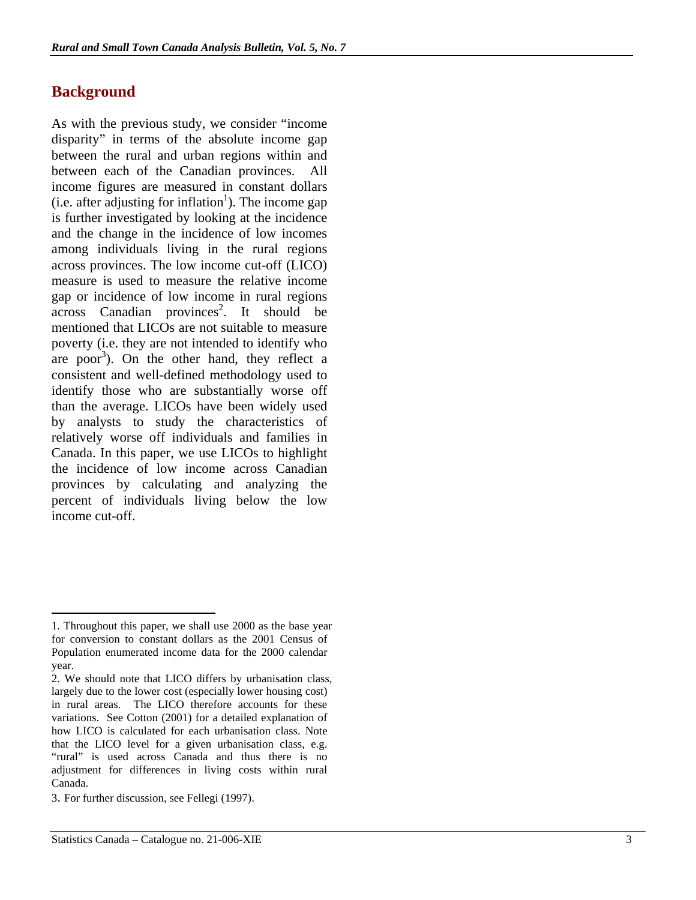## Background

As with the previous study, we consider "income disparity" in terms of the absolute income gap between the rural and urban regions within and between each of the Canadian provinces. All income figures are measured in constant dollars (i.e. after adjusting for inflation[1]). The income gap is further investigated by looking at the incidence and the change in the incidence of low incomes among individuals living in the rural regions across provinces. The low income cut-off (LICO) measure is used to measure the relative income gap or incidence of low income in rural regions across Canadian provinces[2]. It should be mentioned that LICOs are not suitable to measure poverty (i.e. they are not intended to identify who are poor[3]). On the other hand, they reflect a consistent and well-defined methodology used to identify those who are substantially worse off than the average. LICOs have been widely used by analysts to study the characteristics of relatively worse off individuals and families in Canada. In this paper, we use LICOs to highlight the incidence of low income across Canadian provinces by calculating and analyzing the percent of individuals living below the low income cut-off.

---

1. Throughout this paper, we shall use 2000 as the base year for conversion to constant dollars as the 2001 Census of Population enumerated income data for the 2000 calendar year.

2. We should note that LICO differs by urbanisation class, largely due to the lower cost (especially lower housing cost) in rural areas. The LICO therefore accounts for these variations. See Cotton (2001) for a detailed explanation of how LICO is calculated for each urbanisation class. Note that the LICO level for a given urbanisation class, e.g. "rural" is used across Canada and thus there is no adjustment for differences in living costs within rural Canada.

3. For further discussion, see Fellegi (1997).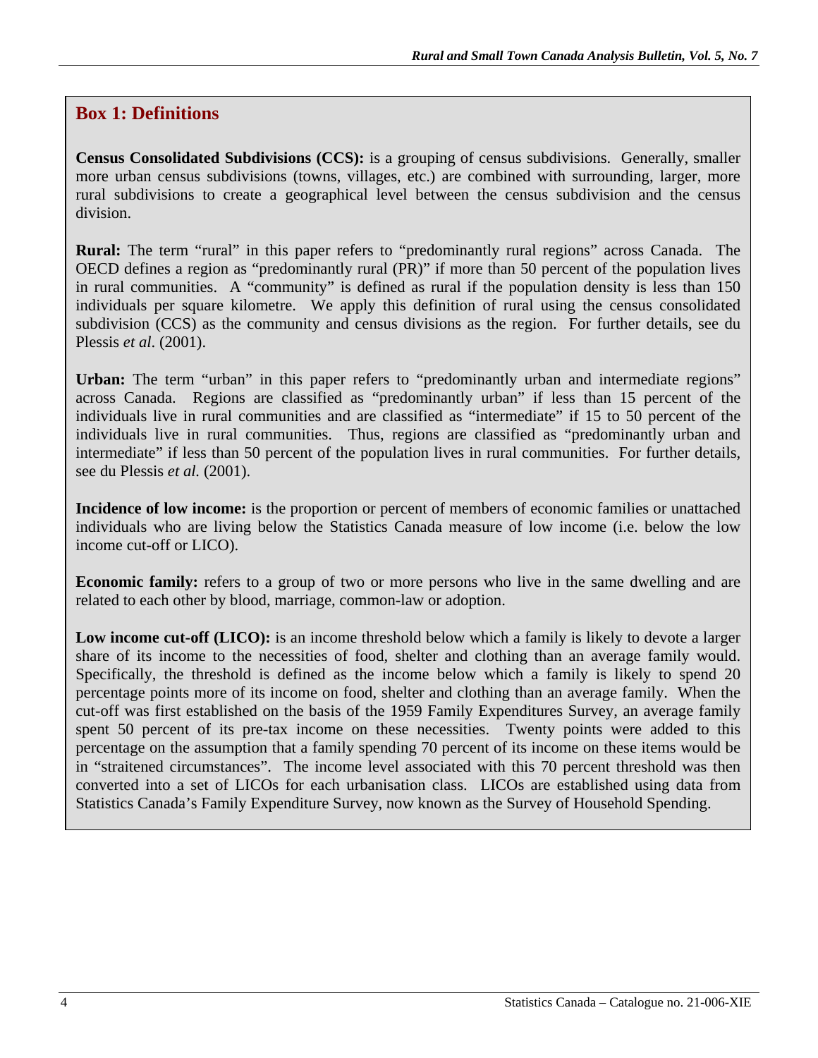## Box 1: Definitions

**Census Consolidated Subdivisions (CCS):** is a grouping of census subdivisions. Generally, smaller more urban census subdivisions (towns, villages, etc.) are combined with surrounding, larger, more rural subdivisions to create a geographical level between the census subdivision and the census division.

**Rural:** The term "rural" in this paper refers to "predominantly rural regions" across Canada. The OECD defines a region as "predominantly rural (PR)" if more than 50 percent of the population lives in rural communities. A "community" is defined as rural if the population density is less than 150 individuals per square kilometre. We apply this definition of rural using the census consolidated subdivision (CCS) as the community and census divisions as the region. For further details, see du Plessis *et al*. (2001).

**Urban:** The term "urban" in this paper refers to "predominantly urban and intermediate regions" across Canada. Regions are classified as "predominantly urban" if less than 15 percent of the individuals live in rural communities and are classified as "intermediate" if 15 to 50 percent of the individuals live in rural communities. Thus, regions are classified as "predominantly urban and intermediate" if less than 50 percent of the population lives in rural communities. For further details, see du Plessis *et al.* (2001).

**Incidence of low income:** is the proportion or percent of members of economic families or unattached individuals who are living below the Statistics Canada measure of low income (i.e. below the low income cut-off or LICO).

**Economic family:** refers to a group of two or more persons who live in the same dwelling and are related to each other by blood, marriage, common-law or adoption.

**Low income cut-off (LICO):** is an income threshold below which a family is likely to devote a larger share of its income to the necessities of food, shelter and clothing than an average family would. Specifically, the threshold is defined as the income below which a family is likely to spend 20 percentage points more of its income on food, shelter and clothing than an average family. When the cut-off was first established on the basis of the 1959 Family Expenditures Survey, an average family spent 50 percent of its pre-tax income on these necessities. Twenty points were added to this percentage on the assumption that a family spending 70 percent of its income on these items would be in "straitened circumstances". The income level associated with this 70 percent threshold was then converted into a set of LICOs for each urbanisation class. LICOs are established using data from Statistics Canada's Family Expenditure Survey, now known as the Survey of Household Spending.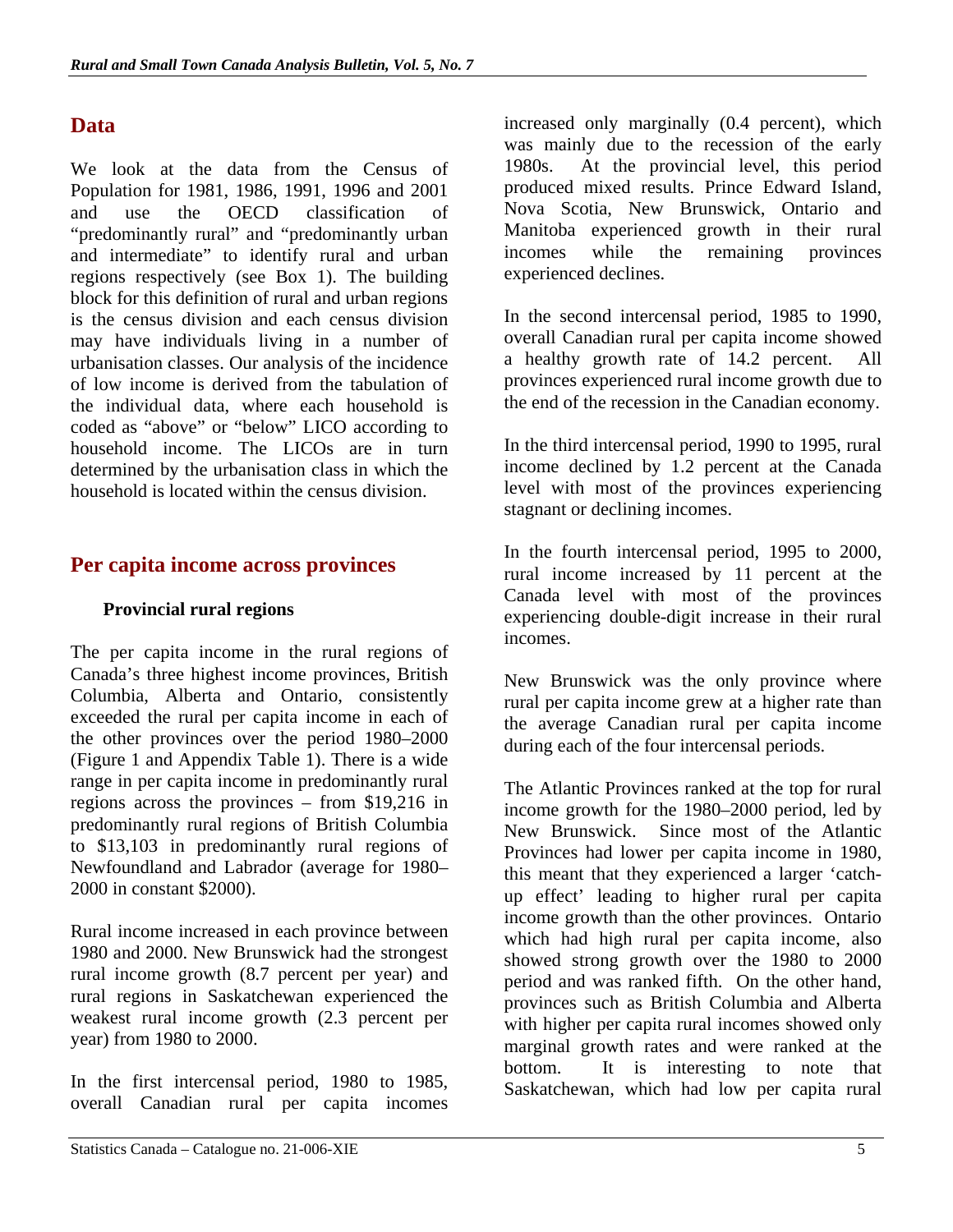## Data

We look at the data from the Census of Population for 1981, 1986, 1991, 1996 and 2001 and use the OECD classification of "predominantly rural" and "predominantly urban and intermediate" to identify rural and urban regions respectively (see Box 1). The building block for this definition of rural and urban regions is the census division and each census division may have individuals living in a number of urbanisation classes. Our analysis of the incidence of low income is derived from the tabulation of the individual data, where each household is coded as "above" or "below" LICO according to household income. The LICOs are in turn determined by the urbanisation class in which the household is located within the census division.

## Per capita income across provinces

### Provincial rural regions

The per capita income in the rural regions of Canada's three highest income provinces, British Columbia, Alberta and Ontario, consistently exceeded the rural per capita income in each of the other provinces over the period 1980–2000 (Figure 1 and Appendix Table 1). There is a wide range in per capita income in predominantly rural regions across the provinces – from $19,216 in predominantly rural regions of British Columbia to $13,103 in predominantly rural regions of Newfoundland and Labrador (average for 1980–2000 in constant $2000).

Rural income increased in each province between 1980 and 2000. New Brunswick had the strongest rural income growth (8.7 percent per year) and rural regions in Saskatchewan experienced the weakest rural income growth (2.3 percent per year) from 1980 to 2000.

In the first intercensal period, 1980 to 1985, overall Canadian rural per capita incomes increased only marginally (0.4 percent), which was mainly due to the recession of the early 1980s. At the provincial level, this period produced mixed results. Prince Edward Island, Nova Scotia, New Brunswick, Ontario and Manitoba experienced growth in their rural incomes while the remaining provinces experienced declines.

In the second intercensal period, 1985 to 1990, overall Canadian rural per capita income showed a healthy growth rate of 14.2 percent. All provinces experienced rural income growth due to the end of the recession in the Canadian economy.

In the third intercensal period, 1990 to 1995, rural income declined by 1.2 percent at the Canada level with most of the provinces experiencing stagnant or declining incomes.

In the fourth intercensal period, 1995 to 2000, rural income increased by 11 percent at the Canada level with most of the provinces experiencing double-digit increase in their rural incomes.

New Brunswick was the only province where rural per capita income grew at a higher rate than the average Canadian rural per capita income during each of the four intercensal periods.

The Atlantic Provinces ranked at the top for rural income growth for the 1980–2000 period, led by New Brunswick. Since most of the Atlantic Provinces had lower per capita income in 1980, this meant that they experienced a larger 'catch-up effect' leading to higher rural per capita income growth than the other provinces. Ontario which had high rural per capita income, also showed strong growth over the 1980 to 2000 period and was ranked fifth. On the other hand, provinces such as British Columbia and Alberta with higher per capita rural incomes showed only marginal growth rates and were ranked at the bottom. It is interesting to note that Saskatchewan, which had low per capita rural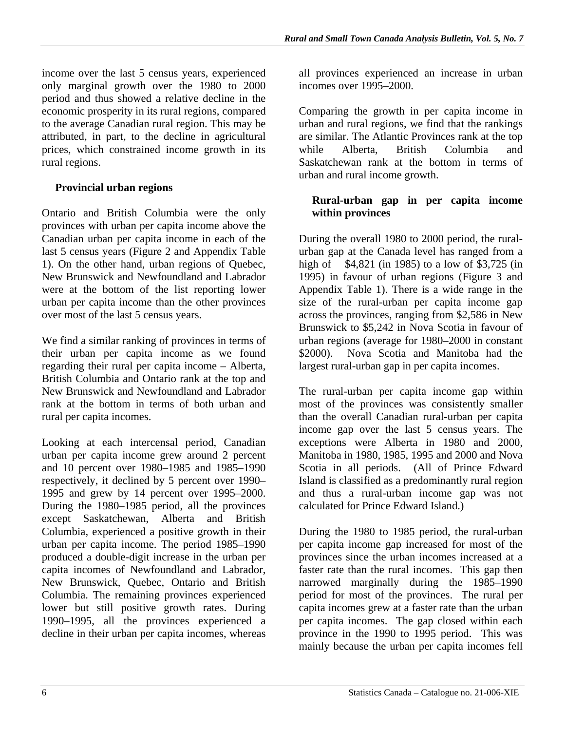income over the last 5 census years, experienced only marginal growth over the 1980 to 2000 period and thus showed a relative decline in the economic prosperity in its rural regions, compared to the average Canadian rural region. This may be attributed, in part, to the decline in agricultural prices, which constrained income growth in its rural regions.

### Provincial urban regions

Ontario and British Columbia were the only provinces with urban per capita income above the Canadian urban per capita income in each of the last 5 census years (Figure 2 and Appendix Table 1). On the other hand, urban regions of Quebec, New Brunswick and Newfoundland and Labrador were at the bottom of the list reporting lower urban per capita income than the other provinces over most of the last 5 census years.

We find a similar ranking of provinces in terms of their urban per capita income as we found regarding their rural per capita income – Alberta, British Columbia and Ontario rank at the top and New Brunswick and Newfoundland and Labrador rank at the bottom in terms of both urban and rural per capita incomes.

Looking at each intercensal period, Canadian urban per capita income grew around 2 percent and 10 percent over 1980–1985 and 1985–1990 respectively, it declined by 5 percent over 1990–1995 and grew by 14 percent over 1995–2000. During the 1980–1985 period, all the provinces except Saskatchewan, Alberta and British Columbia, experienced a positive growth in their urban per capita income. The period 1985–1990 produced a double-digit increase in the urban per capita incomes of Newfoundland and Labrador, New Brunswick, Quebec, Ontario and British Columbia. The remaining provinces experienced lower but still positive growth rates. During 1990–1995, all the provinces experienced a decline in their urban per capita incomes, whereas all provinces experienced an increase in urban incomes over 1995–2000.

Comparing the growth in per capita income in urban and rural regions, we find that the rankings are similar. The Atlantic Provinces rank at the top while Alberta, British Columbia and Saskatchewan rank at the bottom in terms of urban and rural income growth.

### Rural-urban gap in per capita income within provinces

During the overall 1980 to 2000 period, the rural-urban gap at the Canada level has ranged from a high of $4,821 (in 1985) to a low of $3,725 (in 1995) in favour of urban regions (Figure 3 and Appendix Table 1). There is a wide range in the size of the rural-urban per capita income gap across the provinces, ranging from $2,586 in New Brunswick to $5,242 in Nova Scotia in favour of urban regions (average for 1980–2000 in constant $2000). Nova Scotia and Manitoba had the largest rural-urban gap in per capita incomes.

The rural-urban per capita income gap within most of the provinces was consistently smaller than the overall Canadian rural-urban per capita income gap over the last 5 census years. The exceptions were Alberta in 1980 and 2000, Manitoba in 1980, 1985, 1995 and 2000 and Nova Scotia in all periods. (All of Prince Edward Island is classified as a predominantly rural region and thus a rural-urban income gap was not calculated for Prince Edward Island.)

During the 1980 to 1985 period, the rural-urban per capita income gap increased for most of the provinces since the urban incomes increased at a faster rate than the rural incomes. This gap then narrowed marginally during the 1985–1990 period for most of the provinces. The rural per capita incomes grew at a faster rate than the urban per capita incomes. The gap closed within each province in the 1990 to 1995 period. This was mainly because the urban per capita incomes fell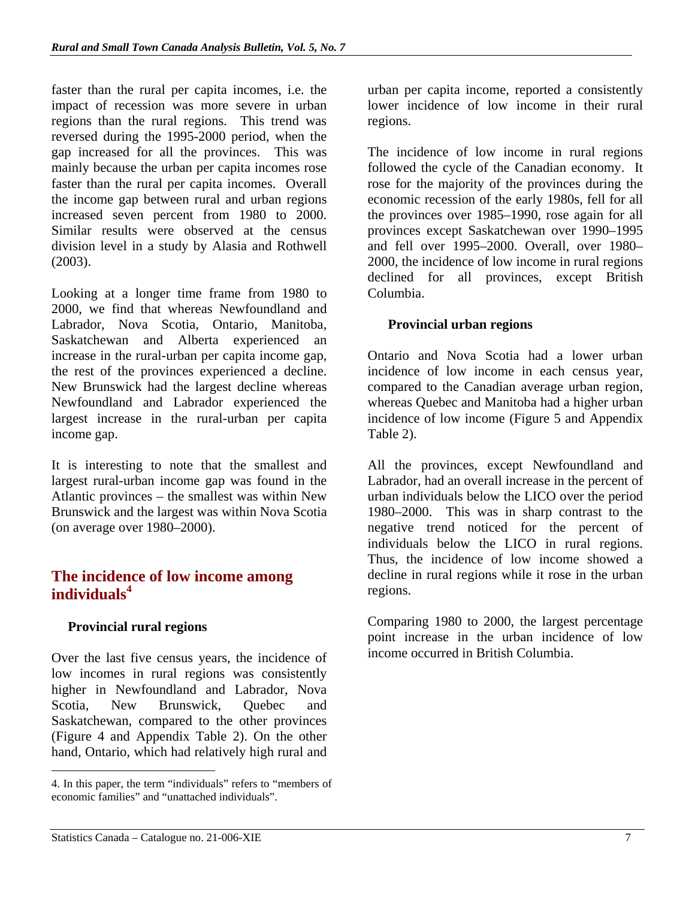faster than the rural per capita incomes, i.e. the impact of recession was more severe in urban regions than the rural regions. This trend was reversed during the 1995-2000 period, when the gap increased for all the provinces. This was mainly because the urban per capita incomes rose faster than the rural per capita incomes. Overall the income gap between rural and urban regions increased seven percent from 1980 to 2000. Similar results were observed at the census division level in a study by Alasia and Rothwell (2003).

Looking at a longer time frame from 1980 to 2000, we find that whereas Newfoundland and Labrador, Nova Scotia, Ontario, Manitoba, Saskatchewan and Alberta experienced an increase in the rural-urban per capita income gap, the rest of the provinces experienced a decline. New Brunswick had the largest decline whereas Newfoundland and Labrador experienced the largest increase in the rural-urban per capita income gap.

It is interesting to note that the smallest and largest rural-urban income gap was found in the Atlantic provinces – the smallest was within New Brunswick and the largest was within Nova Scotia (on average over 1980–2000).

## The incidence of low income among individuals[4]

### Provincial rural regions

Over the last five census years, the incidence of low incomes in rural regions was consistently higher in Newfoundland and Labrador, Nova Scotia, New Brunswick, Quebec and Saskatchewan, compared to the other provinces (Figure 4 and Appendix Table 2). On the other hand, Ontario, which had relatively high rural and urban per capita income, reported a consistently lower incidence of low income in their rural regions.

The incidence of low income in rural regions followed the cycle of the Canadian economy. It rose for the majority of the provinces during the economic recession of the early 1980s, fell for all the provinces over 1985–1990, rose again for all provinces except Saskatchewan over 1990–1995 and fell over 1995–2000. Overall, over 1980–2000, the incidence of low income in rural regions declined for all provinces, except British Columbia.

### Provincial urban regions

Ontario and Nova Scotia had a lower urban incidence of low income in each census year, compared to the Canadian average urban region, whereas Quebec and Manitoba had a higher urban incidence of low income (Figure 5 and Appendix Table 2).

All the provinces, except Newfoundland and Labrador, had an overall increase in the percent of urban individuals below the LICO over the period 1980–2000. This was in sharp contrast to the negative trend noticed for the percent of individuals below the LICO in rural regions. Thus, the incidence of low income showed a decline in rural regions while it rose in the urban regions.

Comparing 1980 to 2000, the largest percentage point increase in the urban incidence of low income occurred in British Columbia.

---

4. In this paper, the term “individuals” refers to “members of economic families” and “unattached individuals”.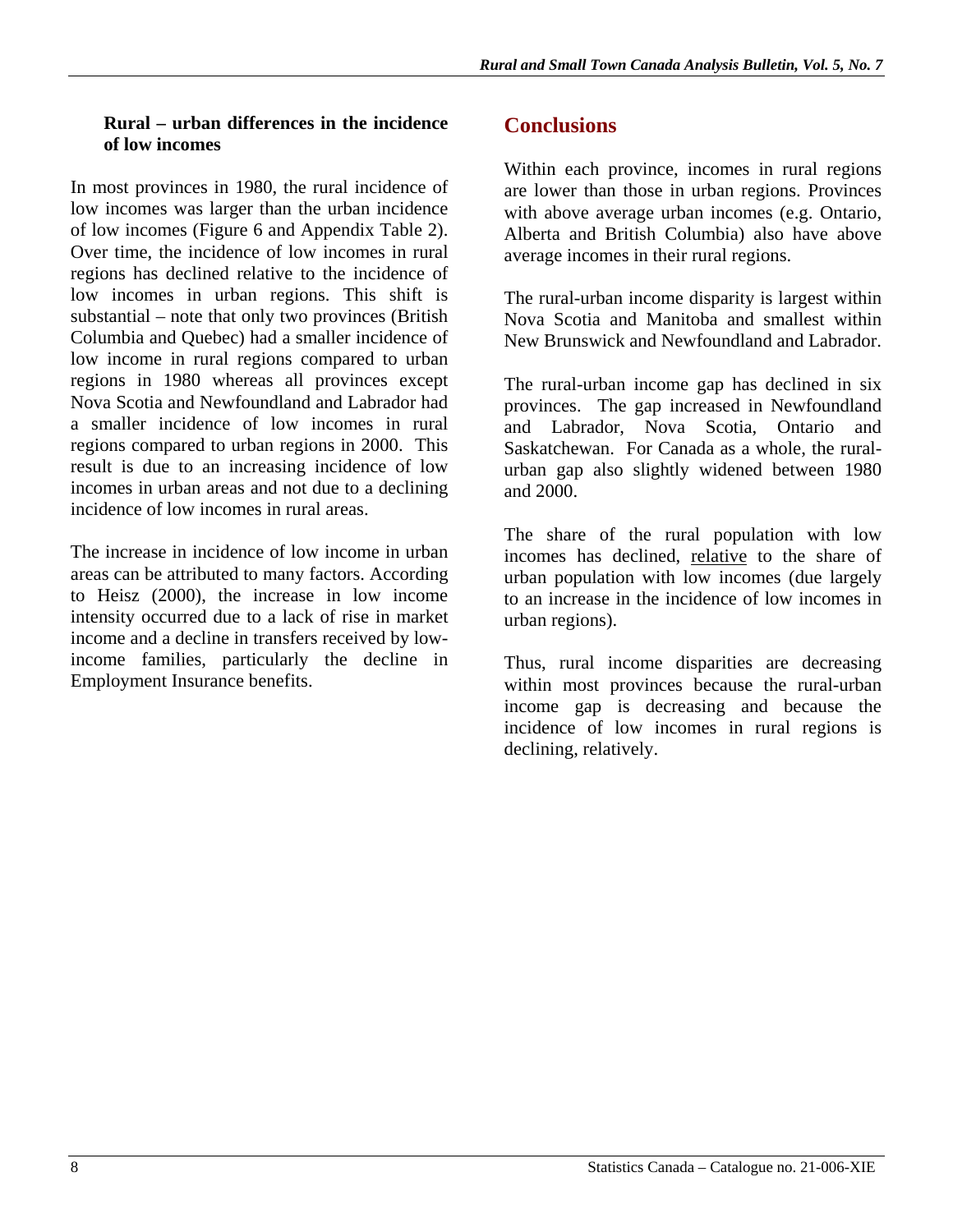### Rural – urban differences in the incidence of low incomes

In most provinces in 1980, the rural incidence of low incomes was larger than the urban incidence of low incomes (Figure 6 and Appendix Table 2). Over time, the incidence of low incomes in rural regions has declined relative to the incidence of low incomes in urban regions. This shift is substantial – note that only two provinces (British Columbia and Quebec) had a smaller incidence of low income in rural regions compared to urban regions in 1980 whereas all provinces except Nova Scotia and Newfoundland and Labrador had a smaller incidence of low incomes in rural regions compared to urban regions in 2000. This result is due to an increasing incidence of low incomes in urban areas and not due to a declining incidence of low incomes in rural areas.

The increase in incidence of low income in urban areas can be attributed to many factors. According to Heisz (2000), the increase in low income intensity occurred due to a lack of rise in market income and a decline in transfers received by low-income families, particularly the decline in Employment Insurance benefits.

## Conclusions

Within each province, incomes in rural regions are lower than those in urban regions. Provinces with above average urban incomes (e.g. Ontario, Alberta and British Columbia) also have above average incomes in their rural regions.

The rural-urban income disparity is largest within Nova Scotia and Manitoba and smallest within New Brunswick and Newfoundland and Labrador.

The rural-urban income gap has declined in six provinces. The gap increased in Newfoundland and Labrador, Nova Scotia, Ontario and Saskatchewan. For Canada as a whole, the rural-urban gap also slightly widened between 1980 and 2000.

The share of the rural population with low incomes has declined, <u>relative</u> to the share of urban population with low incomes (due largely to an increase in the incidence of low incomes in urban regions).

Thus, rural income disparities are decreasing within most provinces because the rural-urban income gap is decreasing and because the incidence of low incomes in rural regions is declining, relatively.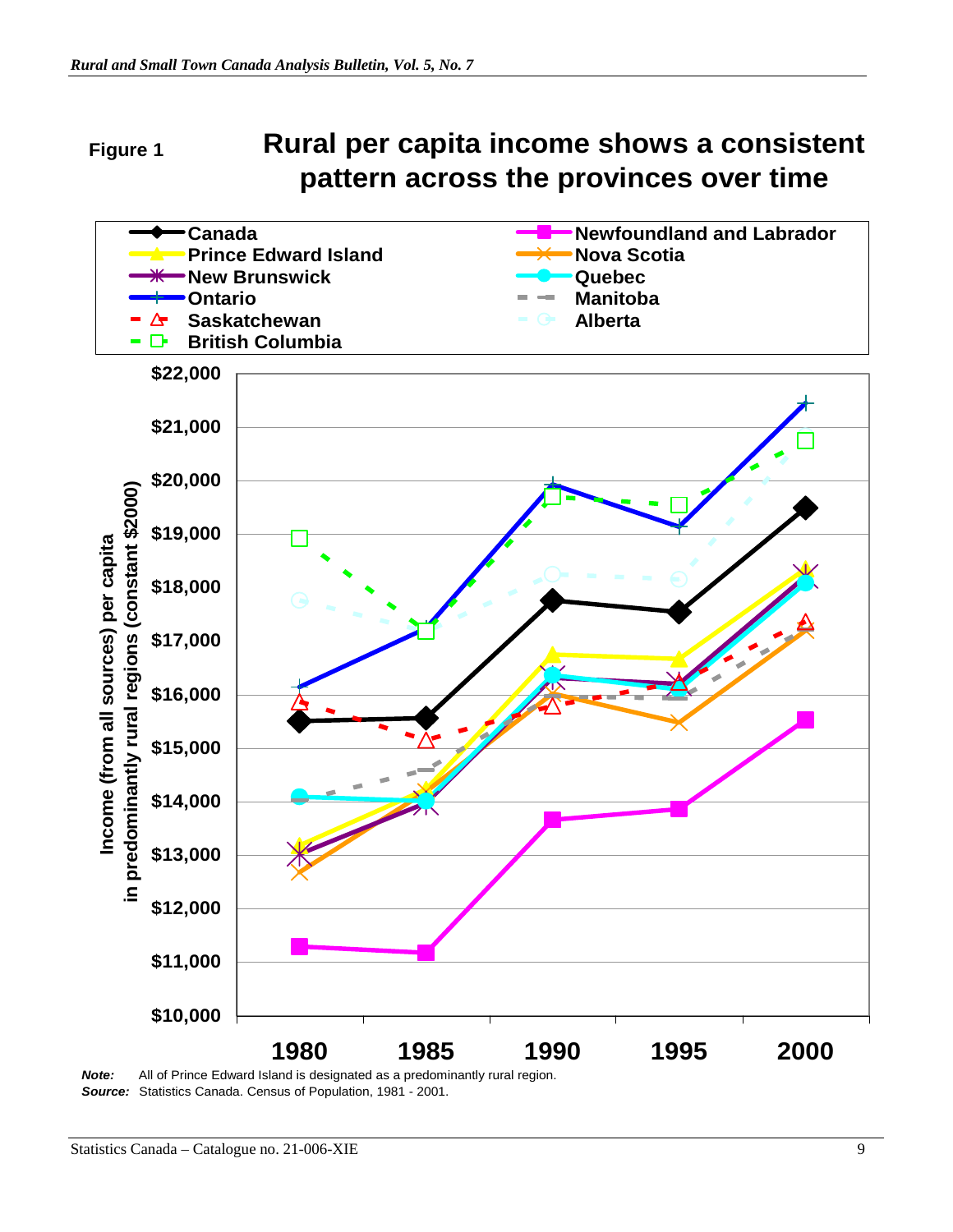**Figure 1**

## Rural per capita income shows a consistent pattern across the provinces over time

**Note:** All of Prince Edward Island is designated as a predominantly rural region.
**Source:** Statistics Canada. Census of Population, 1981 - 2001.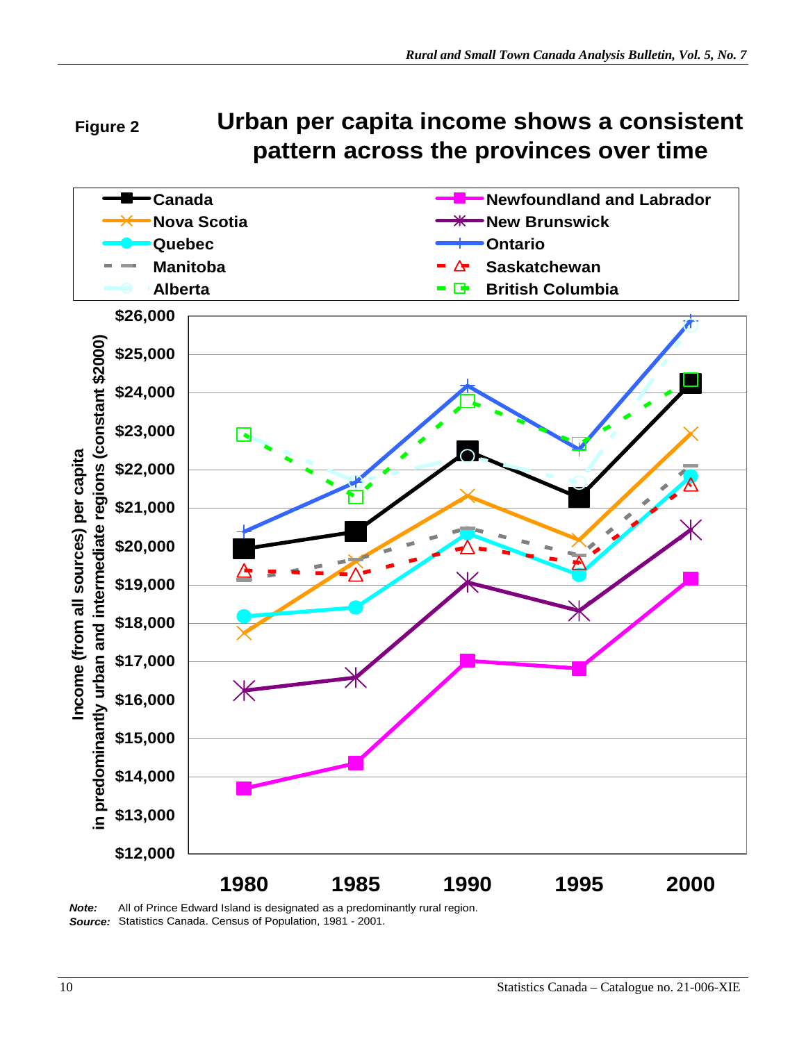**Figure 2** **Urban per capita income shows a consistent pattern across the provinces over time**

**Note:** All of Prince Edward Island is designated as a predominantly rural region.
**Source:** Statistics Canada. Census of Population, 1981 - 2001.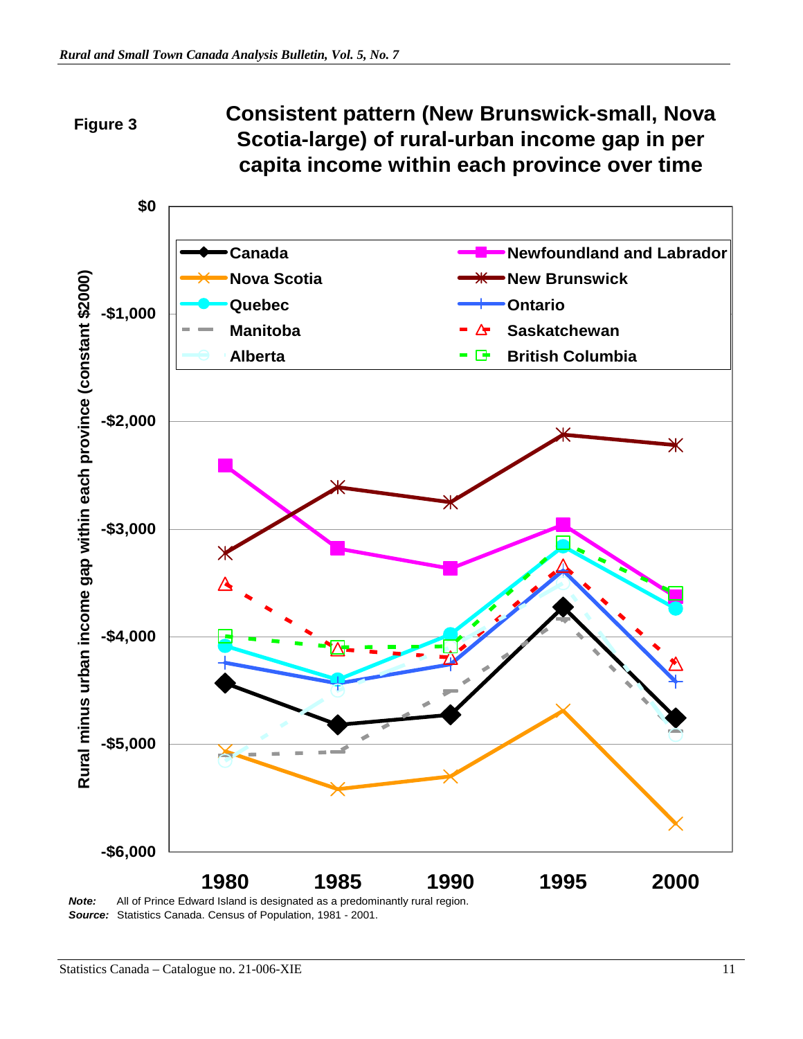**Figure 3**

## Consistent pattern (New Brunswick-small, Nova Scotia-large) of rural-urban income gap in per capita income within each province over time

Rural minus urban income gap within each province (constant $2000)

Legend: Canada, Newfoundland and Labrador, Nova Scotia, New Brunswick, Quebec, Ontario, Manitoba, Saskatchewan, Alberta, British Columbia

Y-axis: $0, -$1,000, -$2,000, -$3,000, -$4,000, -$5,000, -$6,000

X-axis: 1980, 1985, 1990, 1995, 2000

***Note:*** All of Prince Edward Island is designated as a predominantly rural region.
***Source:*** Statistics Canada. Census of Population, 1981 - 2001.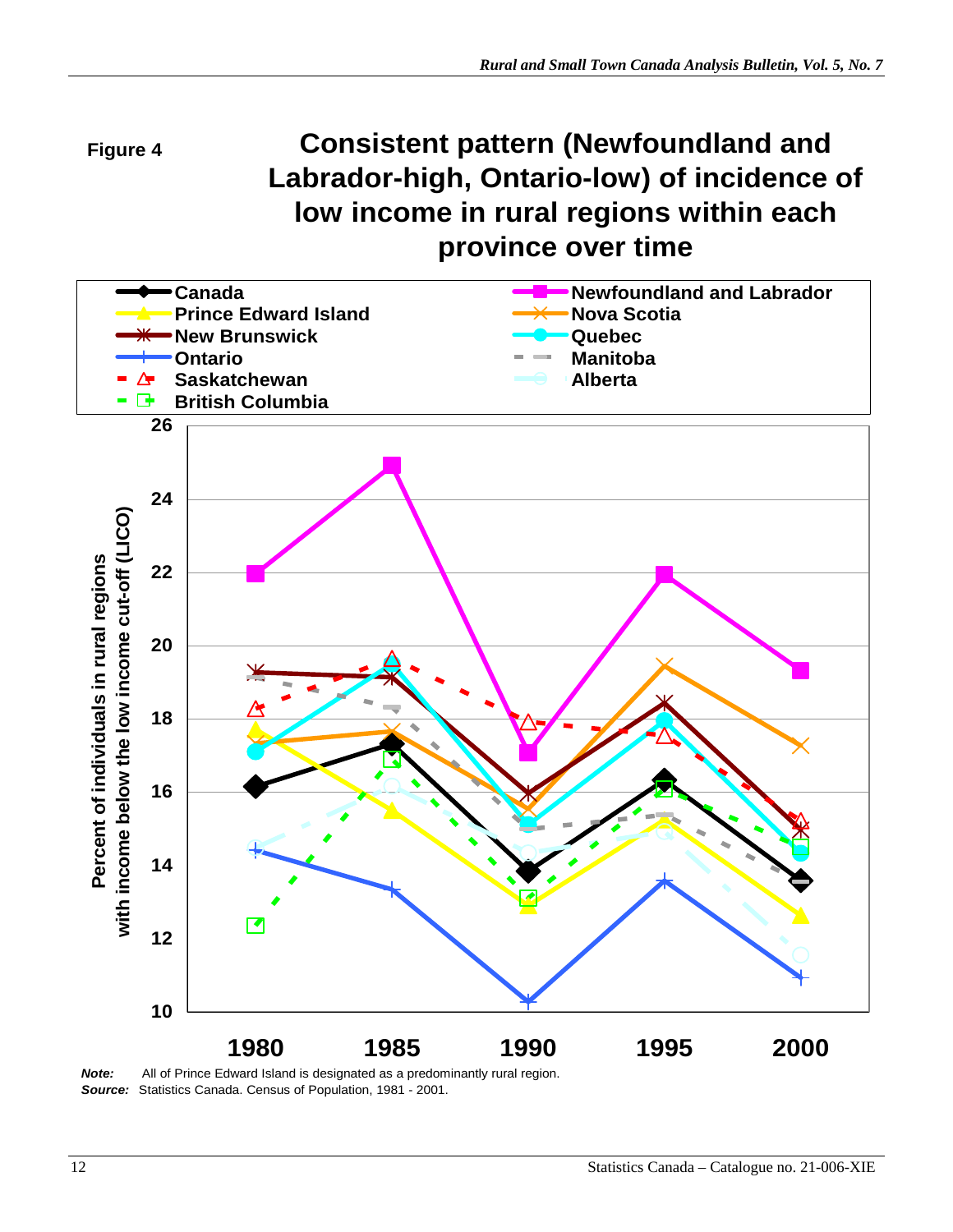**Figure 4**

## Consistent pattern (Newfoundland and Labrador-high, Ontario-low) of incidence of low income in rural regions within each province over time

**Note:** All of Prince Edward Island is designated as a predominantly rural region.

**Source:** Statistics Canada. Census of Population, 1981 - 2001.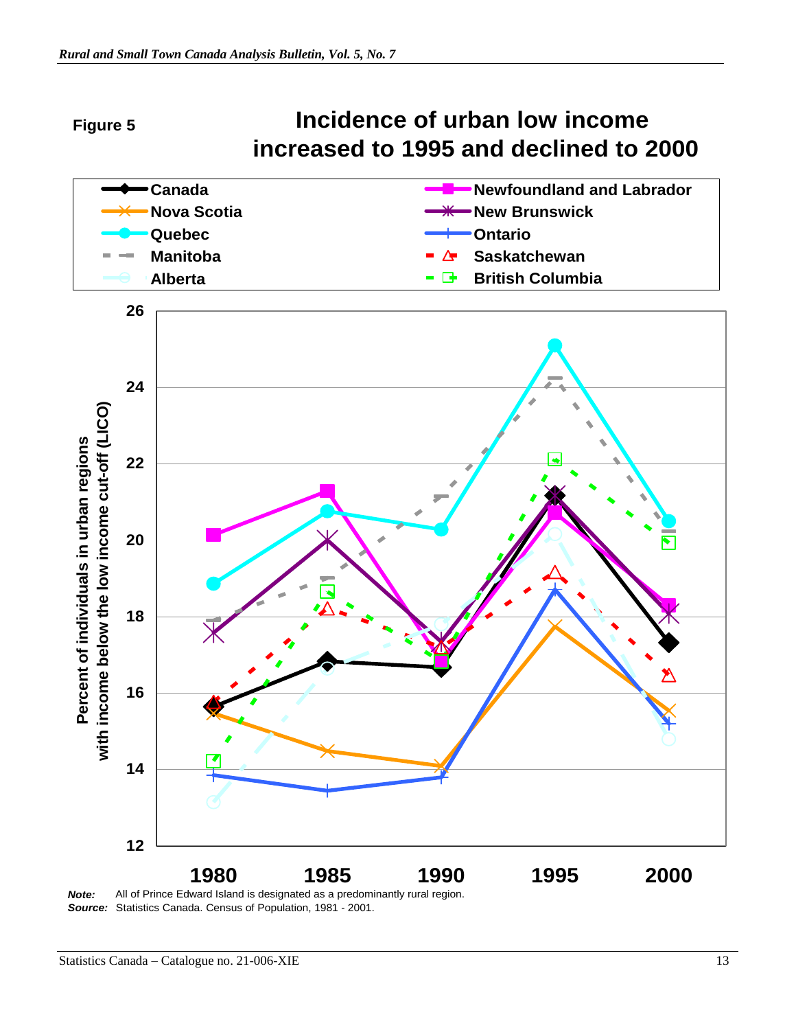**Figure 5**

# Incidence of urban low income increased to 1995 and declined to 2000

Legend: Canada; Newfoundland and Labrador; Nova Scotia; New Brunswick; Quebec; Ontario; Manitoba; Saskatchewan; Alberta; British Columbia

Y-axis: Percent of individuals in urban regions with income below the low income cut-off (LICO)

X-axis: 1980, 1985, 1990, 1995, 2000

***Note:*** All of Prince Edward Island is designated as a predominantly rural region.
***Source:*** Statistics Canada. Census of Population, 1981 - 2001.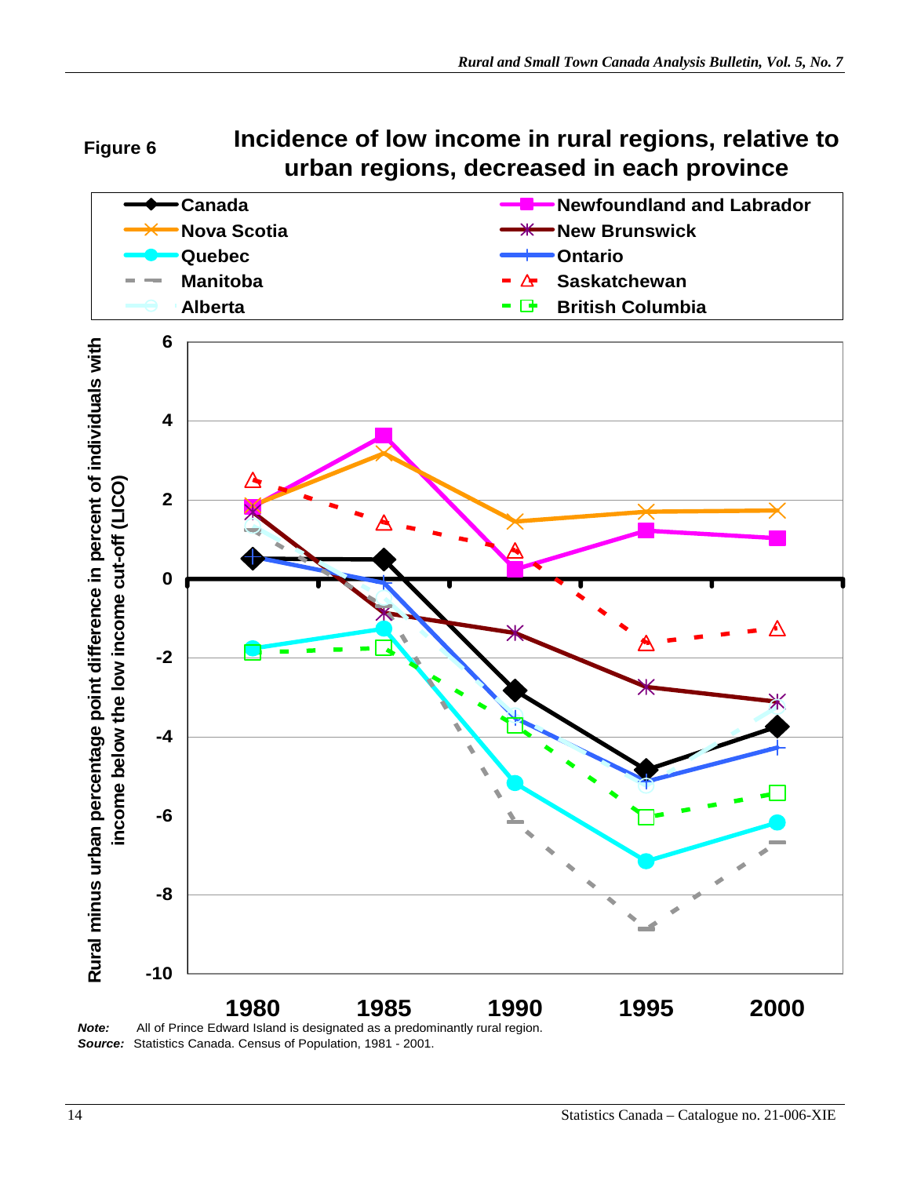**Figure 6**

**Incidence of low income in rural regions, relative to urban regions, decreased in each province**

Legend: Canada; Newfoundland and Labrador; Nova Scotia; New Brunswick; Quebec; Ontario; Manitoba; Saskatchewan; Alberta; British Columbia

Y-axis: Rural minus urban percentage point difference in percent of individuals with income below the low income cut-off (LICO)

X-axis: 1980, 1985, 1990, 1995, 2000

***Note:*** All of Prince Edward Island is designated as a predominantly rural region.
***Source:*** Statistics Canada. Census of Population, 1981 - 2001.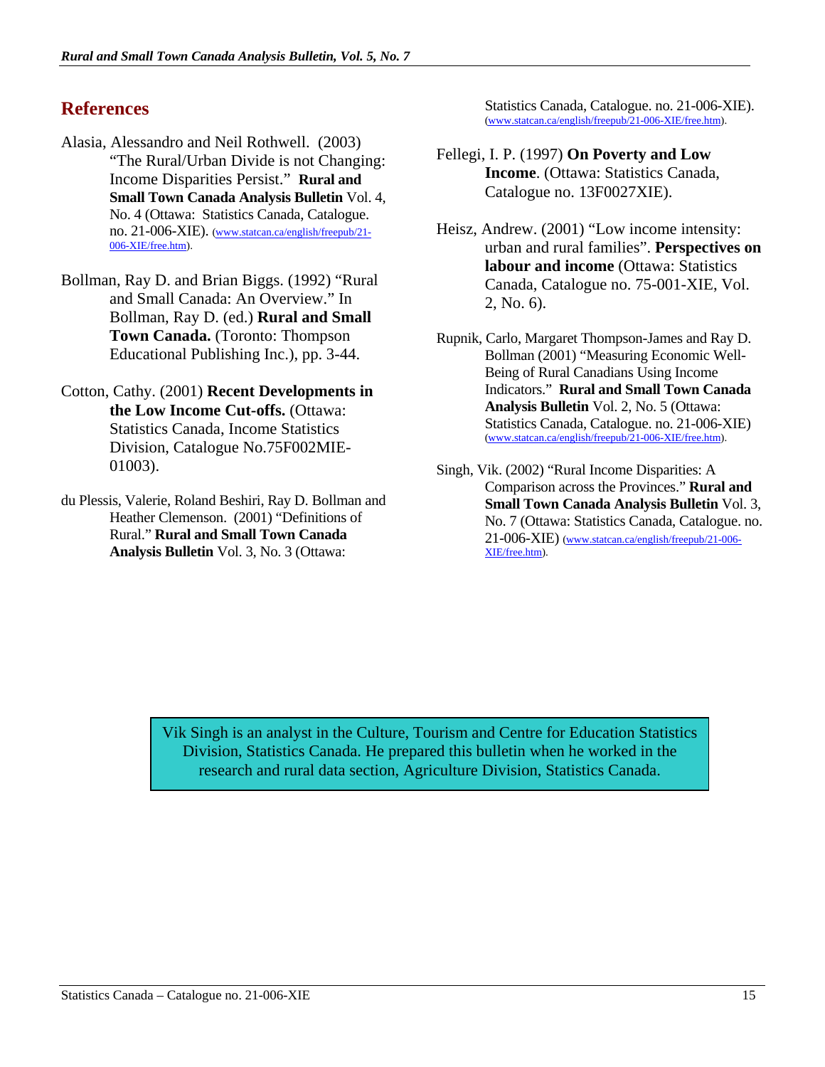## References

Alasia, Alessandro and Neil Rothwell. (2003) "The Rural/Urban Divide is not Changing: Income Disparities Persist." **Rural and Small Town Canada Analysis Bulletin** Vol. 4, No. 4 (Ottawa: Statistics Canada, Catalogue. no. 21-006-XIE). (www.statcan.ca/english/freepub/21-006-XIE/free.htm).

Bollman, Ray D. and Brian Biggs. (1992) "Rural and Small Canada: An Overview." In Bollman, Ray D. (ed.) **Rural and Small Town Canada.** (Toronto: Thompson Educational Publishing Inc.), pp. 3-44.

Cotton, Cathy. (2001) **Recent Developments in the Low Income Cut-offs.** (Ottawa: Statistics Canada, Income Statistics Division, Catalogue No.75F002MIE-01003).

du Plessis, Valerie, Roland Beshiri, Ray D. Bollman and Heather Clemenson. (2001) "Definitions of Rural." **Rural and Small Town Canada Analysis Bulletin** Vol. 3, No. 3 (Ottawa: Statistics Canada, Catalogue. no. 21-006-XIE). (www.statcan.ca/english/freepub/21-006-XIE/free.htm).

Fellegi, I. P. (1997) **On Poverty and Low Income**. (Ottawa: Statistics Canada, Catalogue no. 13F0027XIE).

Heisz, Andrew. (2001) "Low income intensity: urban and rural families". **Perspectives on labour and income** (Ottawa: Statistics Canada, Catalogue no. 75-001-XIE, Vol. 2, No. 6).

Rupnik, Carlo, Margaret Thompson-James and Ray D. Bollman (2001) "Measuring Economic Well-Being of Rural Canadians Using Income Indicators." **Rural and Small Town Canada Analysis Bulletin** Vol. 2, No. 5 (Ottawa: Statistics Canada, Catalogue. no. 21-006-XIE) (www.statcan.ca/english/freepub/21-006-XIE/free.htm).

Singh, Vik. (2002) "Rural Income Disparities: A Comparison across the Provinces." **Rural and Small Town Canada Analysis Bulletin** Vol. 3, No. 7 (Ottawa: Statistics Canada, Catalogue. no. 21-006-XIE) (www.statcan.ca/english/freepub/21-006-XIE/free.htm).

Vik Singh is an analyst in the Culture, Tourism and Centre for Education Statistics Division, Statistics Canada. He prepared this bulletin when he worked in the research and rural data section, Agriculture Division, Statistics Canada.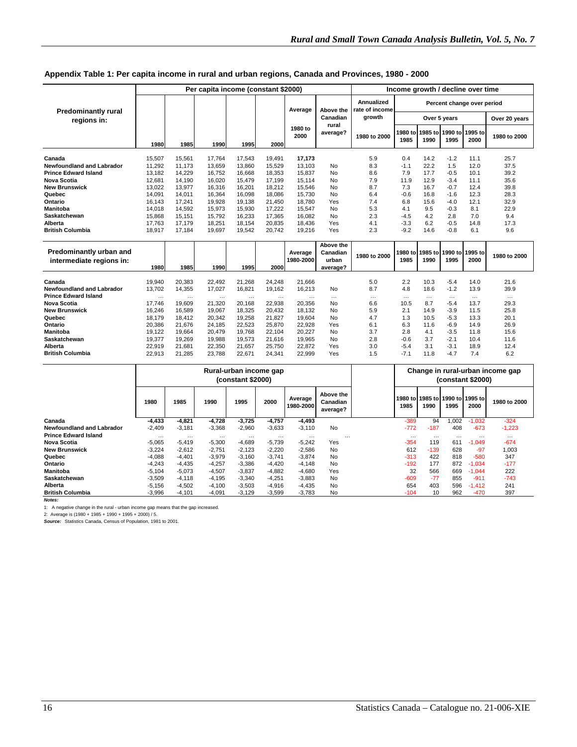**Appendix Table 1: Per capita income in rural and urban regions, Canada and Provinces, 1980 - 2000**

| Predominantly rural regions in: | Per capita income (constant $2000) | | | | | | | Income growth / decline over time | | | | | |
|---|---|---|---|---|---|---|---|---|---|---|---|---|---|
| | | | | | | Average | Above the Canadian rural average? | Annualized rate of income growth | Percent change over period | | | | |
| | | | | | | | | | Over 5 years | | | | Over 20 years |
| | 1980 | 1985 | 1990 | 1995 | 2000 | 1980 to 2000 | | 1980 to 2000 | 1980 to 1985 | 1985 to 1990 | 1990 to 1995 | 1995 to 2000 | 1980 to 2000 |
| **Canada** | 15,507 | 15,561 | 17,764 | 17,543 | 19,491 | **17,173** | | 5.9 | 0.4 | 14.2 | -1.2 | 11.1 | 25.7 |
| **Newfoundland and Labrador** | 11,292 | 11,173 | 13,659 | 13,860 | 15,529 | 13,103 | No | 8.3 | -1.1 | 22.2 | 1.5 | 12.0 | 37.5 |
| **Prince Edward Island** | 13,182 | 14,229 | 16,752 | 16,668 | 18,353 | 15,837 | No | 8.6 | 7.9 | 17.7 | -0.5 | 10.1 | 39.2 |
| **Nova Scotia** | 12,681 | 14,190 | 16,020 | 15,479 | 17,199 | 15,114 | No | 7.9 | 11.9 | 12.9 | -3.4 | 11.1 | 35.6 |
| **New Brunswick** | 13,022 | 13,977 | 16,316 | 16,201 | 18,212 | 15,546 | No | 8.7 | 7.3 | 16.7 | -0.7 | 12.4 | 39.8 |
| **Quebec** | 14,091 | 14,011 | 16,364 | 16,098 | 18,086 | 15,730 | No | 6.4 | -0.6 | 16.8 | -1.6 | 12.3 | 28.3 |
| **Ontario** | 16,143 | 17,241 | 19,928 | 19,138 | 21,450 | 18,780 | Yes | 7.4 | 6.8 | 15.6 | -4.0 | 12.1 | 32.9 |
| **Manitoba** | 14,018 | 14,592 | 15,973 | 15,930 | 17,222 | 15,547 | No | 5.3 | 4.1 | 9.5 | -0.3 | 8.1 | 22.9 |
| **Saskatchewan** | 15,868 | 15,151 | 15,792 | 16,233 | 17,365 | 16,082 | No | 2.3 | -4.5 | 4.2 | 2.8 | 7.0 | 9.4 |
| **Alberta** | 17,763 | 17,179 | 18,251 | 18,154 | 20,835 | 18,436 | Yes | 4.1 | -3.3 | 6.2 | -0.5 | 14.8 | 17.3 |
| **British Columbia** | 18,917 | 17,184 | 19,697 | 19,542 | 20,742 | 19,216 | Yes | 2.3 | -9.2 | 14.6 | -0.8 | 6.1 | 9.6 |
| **Predominantly urban and intermediate regions in:** | 1980 | 1985 | 1990 | 1995 | 2000 | Average 1980-2000 | Above the Canadian urban average? | 1980 to 2000 | 1980 to 1985 | 1985 to 1990 | 1990 to 1995 | 1995 to 2000 | 1980 to 2000 |
| **Canada** | 19,940 | 20,383 | 22,492 | 21,268 | 24,248 | 21,666 | | 5.0 | 2.2 | 10.3 | -5.4 | 14.0 | 21.6 |
| **Newfoundland and Labrador** | 13,702 | 14,355 | 17,027 | 16,821 | 19,162 | 16,213 | No | 8.7 | 4.8 | 18.6 | -1.2 | 13.9 | 39.9 |
| **Prince Edward Island** | ... | ... | ... | ... | ... | ... | ... | ... | ... | ... | ... | ... | ... |
| **Nova Scotia** | 17,746 | 19,609 | 21,320 | 20,168 | 22,938 | 20,356 | No | 6.6 | 10.5 | 8.7 | -5.4 | 13.7 | 29.3 |
| **New Brunswick** | 16,246 | 16,589 | 19,067 | 18,325 | 20,432 | 18,132 | No | 5.9 | 2.1 | 14.9 | -3.9 | 11.5 | 25.8 |
| **Quebec** | 18,179 | 18,412 | 20,342 | 19,258 | 21,827 | 19,604 | No | 4.7 | 1.3 | 10.5 | -5.3 | 13.3 | 20.1 |
| **Ontario** | 20,386 | 21,676 | 24,185 | 22,523 | 25,870 | 22,928 | Yes | 6.1 | 6.3 | 11.6 | -6.9 | 14.9 | 26.9 |
| **Manitoba** | 19,122 | 19,664 | 20,479 | 19,768 | 22,104 | 20,227 | No | 3.7 | 2.8 | 4.1 | -3.5 | 11.8 | 15.6 |
| **Saskatchewan** | 19,377 | 19,269 | 19,988 | 19,573 | 21,616 | 19,965 | No | 2.8 | -0.6 | 3.7 | -2.1 | 10.4 | 11.6 |
| **Alberta** | 22,919 | 21,681 | 22,350 | 21,657 | 25,750 | 22,872 | Yes | 3.0 | -5.4 | 3.1 | -3.1 | 18.9 | 12.4 |
| **British Columbia** | 22,913 | 21,285 | 23,788 | 22,671 | 24,341 | 22,999 | Yes | 1.5 | -7.1 | 11.8 | -4.7 | 7.4 | 6.2 |

| | Rural-urban income gap (constant $2000) | | | | | | | | Change in rural-urban income gap (constant $2000) | | | | |
|---|---|---|---|---|---|---|---|---|---|---|---|---|---|
| | 1980 | 1985 | 1990 | 1995 | 2000 | Average 1980-2000 | Above the Canadian average? | | 1980 to 1985 | 1985 to 1990 | 1990 to 1995 | 1995 to 2000 | 1980 to 2000 |
| **Canada** | **-4,433** | **-4,821** | **-4,728** | **-3,725** | **-4,757** | **-4,493** | | | -389 | 94 | 1,002 | -1,032 | -324 |
| **Newfoundland and Labrador** | -2,409 | -3,181 | -3,368 | -2,960 | -3,633 | -3,110 | No | | -772 | -187 | 408 | -673 | -1,223 |
| **Prince Edward Island** | ... | ... | ... | ... | ... | ... | ... | | ... | ... | ... | ... | ... |
| **Nova Scotia** | -5,065 | -5,419 | -5,300 | -4,689 | -5,739 | -5,242 | Yes | | -354 | 119 | 611 | -1,049 | -674 |
| **New Brunswick** | -3,224 | -2,612 | -2,751 | -2,123 | -2,220 | -2,586 | No | | 612 | -139 | 628 | -97 | 1,003 |
| **Quebec** | -4,088 | -4,401 | -3,979 | -3,160 | -3,741 | -3,874 | No | | -313 | 422 | 818 | -580 | 347 |
| **Ontario** | -4,243 | -4,435 | -4,257 | -3,386 | -4,420 | -4,148 | No | | -192 | 177 | 872 | -1,034 | -177 |
| **Manitoba** | -5,104 | -5,073 | -4,507 | -3,837 | -4,882 | -4,680 | Yes | | 32 | 566 | 669 | -1,044 | 222 |
| **Saskatchewan** | -3,509 | -4,118 | -4,195 | -3,340 | -4,251 | -3,883 | No | | -609 | -77 | 855 | -911 | -743 |
| **Alberta** | -5,156 | -4,502 | -4,100 | -3,503 | -4,916 | -4,435 | No | | 654 | 403 | 596 | -1,412 | 241 |
| **British Columbia** | -3,996 | -4,101 | -4,091 | -3,129 | -3,599 | -3,783 | No | | -104 | 10 | 962 | -470 | 397 |

***Notes:***

1: A negative change in the rural - urban income gap means that the gap increased.

2: Average is (1980 + 1985 + 1990 + 1995 + 2000) / 5.

***Source:*** Statistics Canada, Census of Population, 1981 to 2001.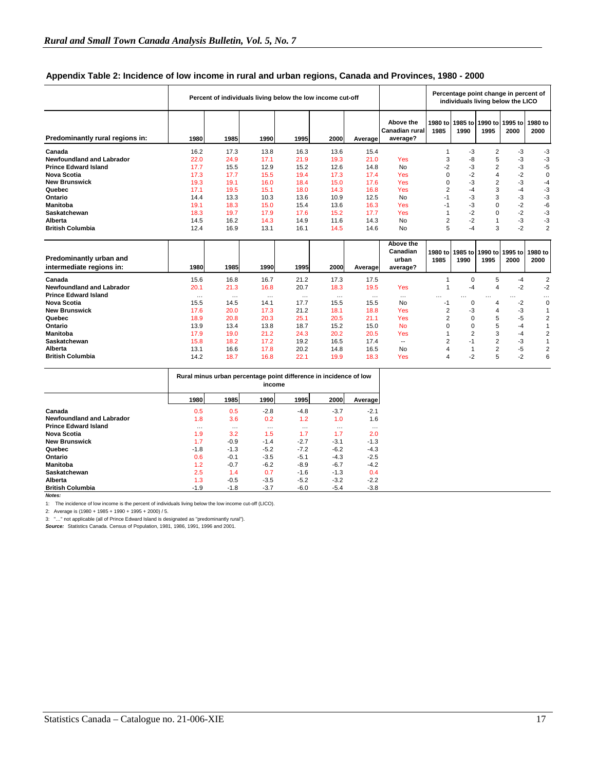## Appendix Table 2: Incidence of low income in rural and urban regions, Canada and Provinces, 1980 - 2000

| Predominantly rural regions in: | Percent of individuals living below the low income cut-off 1980 | 1985 | 1990 | 1995 | 2000 | Average | Above the Canadian rural average? | Percentage point change in percent of individuals living below the LICO 1980 to 1985 | 1985 to 1990 | 1990 to 1995 | 1995 to 2000 | 1980 to 2000 |
|---|---|---|---|---|---|---|---|---|---|---|---|---|
| Canada | 16.2 | 17.3 | 13.8 | 16.3 | 13.6 | 15.4 | | 1 | -3 | 2 | -3 | -3 |
| Newfoundland and Labrador | 22.0 | 24.9 | 17.1 | 21.9 | 19.3 | 21.0 | Yes | 3 | -8 | 5 | -3 | -3 |
| Prince Edward Island | 17.7 | 15.5 | 12.9 | 15.2 | 12.6 | 14.8 | No | -2 | -3 | 2 | -3 | -5 |
| Nova Scotia | 17.3 | 17.7 | 15.5 | 19.4 | 17.3 | 17.4 | Yes | 0 | -2 | 4 | -2 | 0 |
| New Brunswick | 19.3 | 19.1 | 16.0 | 18.4 | 15.0 | 17.6 | Yes | 0 | -3 | 2 | -3 | -4 |
| Quebec | 17.1 | 19.5 | 15.1 | 18.0 | 14.3 | 16.8 | Yes | 2 | -4 | 3 | -4 | -3 |
| Ontario | 14.4 | 13.3 | 10.3 | 13.6 | 10.9 | 12.5 | No | -1 | -3 | 3 | -3 | -3 |
| Manitoba | 19.1 | 18.3 | 15.0 | 15.4 | 13.6 | 16.3 | Yes | -1 | -3 | 0 | -2 | -6 |
| Saskatchewan | 18.3 | 19.7 | 17.9 | 17.6 | 15.2 | 17.7 | Yes | 1 | -2 | 0 | -2 | -3 |
| Alberta | 14.5 | 16.2 | 14.3 | 14.9 | 11.6 | 14.3 | No | 2 | -2 | 1 | -3 | -3 |
| British Columbia | 12.4 | 16.9 | 13.1 | 16.1 | 14.5 | 14.6 | No | 5 | -4 | 3 | -2 | 2 |

| Predominantly urban and intermediate regions in: | 1980 | 1985 | 1990 | 1995 | 2000 | Average | Above the Canadian urban average? | 1980 to 1985 | 1985 to 1990 | 1990 to 1995 | 1995 to 2000 | 1980 to 2000 |
|---|---|---|---|---|---|---|---|---|---|---|---|---|
| Canada | 15.6 | 16.8 | 16.7 | 21.2 | 17.3 | 17.5 | | 1 | 0 | 5 | -4 | 2 |
| Newfoundland and Labrador | 20.1 | 21.3 | 16.8 | 20.7 | 18.3 | 19.5 | Yes | 1 | -4 | 4 | -2 | -2 |
| Prince Edward Island | … | … | … | … | … | … | … | … | … | … | … | … |
| Nova Scotia | 15.5 | 14.5 | 14.1 | 17.7 | 15.5 | 15.5 | No | -1 | 0 | 4 | -2 | 0 |
| New Brunswick | 17.6 | 20.0 | 17.3 | 21.2 | 18.1 | 18.8 | Yes | 2 | -3 | 4 | -3 | 1 |
| Quebec | 18.9 | 20.8 | 20.3 | 25.1 | 20.5 | 21.1 | Yes | 2 | 0 | 5 | -5 | 2 |
| Ontario | 13.9 | 13.4 | 13.8 | 18.7 | 15.2 | 15.0 | No | 0 | 0 | 5 | -4 | 1 |
| Manitoba | 17.9 | 19.0 | 21.2 | 24.3 | 20.2 | 20.5 | Yes | 1 | 2 | 3 | -4 | 2 |
| Saskatchewan | 15.8 | 18.2 | 17.2 | 19.2 | 16.5 | 17.4 | -- | 2 | -1 | 2 | -3 | 1 |
| Alberta | 13.1 | 16.6 | 17.8 | 20.2 | 14.8 | 16.5 | No | 4 | 1 | 2 | -5 | 2 |
| British Columbia | 14.2 | 18.7 | 16.8 | 22.1 | 19.9 | 18.3 | Yes | 4 | -2 | 5 | -2 | 6 |

| | Rural minus urban percentage point difference in incidence of low income 1980 | 1985 | 1990 | 1995 | 2000 | Average |
|---|---|---|---|---|---|---|
| Canada | 0.5 | 0.5 | -2.8 | -4.8 | -3.7 | -2.1 |
| Newfoundland and Labrador | 1.8 | 3.6 | 0.2 | 1.2 | 1.0 | 1.6 |
| Prince Edward Island | … | … | … | … | … | … |
| Nova Scotia | 1.9 | 3.2 | 1.5 | 1.7 | 1.7 | 2.0 |
| New Brunswick | 1.7 | -0.9 | -1.4 | -2.7 | -3.1 | -1.3 |
| Quebec | -1.8 | -1.3 | -5.2 | -7.2 | -6.2 | -4.3 |
| Ontario | 0.6 | -0.1 | -3.5 | -5.1 | -4.3 | -2.5 |
| Manitoba | 1.2 | -0.7 | -6.2 | -8.9 | -6.7 | -4.2 |
| Saskatchewan | 2.5 | 1.4 | 0.7 | -1.6 | -1.3 | 0.4 |
| Alberta | 1.3 | -0.5 | -3.5 | -5.2 | -3.2 | -2.2 |
| British Columbia | -1.9 | -1.8 | -3.7 | -6.0 | -5.4 | -3.8 |

***Notes:***

1: The incidence of low income is the percent of individuals living below the low income cut-off (LICO).

2: Average is (1980 + 1985 + 1990 + 1995 + 2000) / 5.

3: "…" not applicable (all of Prince Edward Island is designated as "predominantly rural").

***Source:*** Statistics Canada. Census of Population, 1981, 1986, 1991, 1996 and 2001.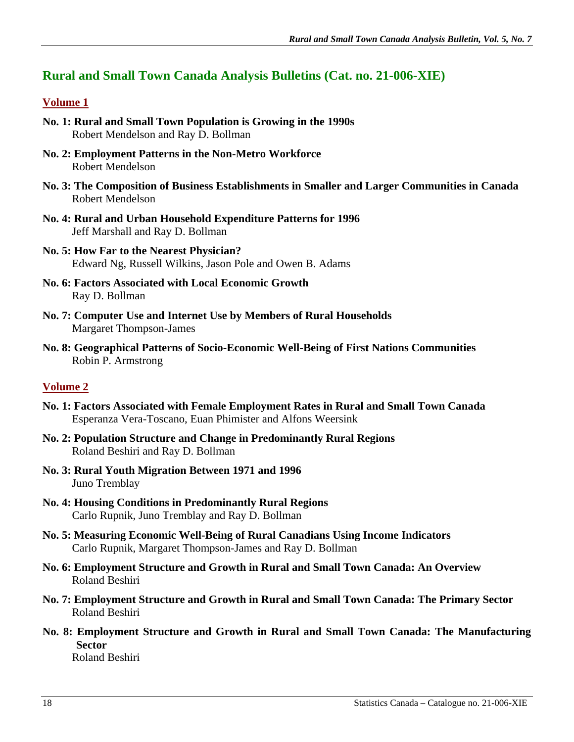## Rural and Small Town Canada Analysis Bulletins (Cat. no. 21-006-XIE)

### Volume 1

**No. 1: Rural and Small Town Population is Growing in the 1990s**
Robert Mendelson and Ray D. Bollman

**No. 2: Employment Patterns in the Non-Metro Workforce**
Robert Mendelson

**No. 3: The Composition of Business Establishments in Smaller and Larger Communities in Canada**
Robert Mendelson

**No. 4: Rural and Urban Household Expenditure Patterns for 1996**
Jeff Marshall and Ray D. Bollman

**No. 5: How Far to the Nearest Physician?**
Edward Ng, Russell Wilkins, Jason Pole and Owen B. Adams

**No. 6: Factors Associated with Local Economic Growth**
Ray D. Bollman

**No. 7: Computer Use and Internet Use by Members of Rural Households**
Margaret Thompson-James

**No. 8: Geographical Patterns of Socio-Economic Well-Being of First Nations Communities**
Robin P. Armstrong

### Volume 2

**No. 1: Factors Associated with Female Employment Rates in Rural and Small Town Canada**
Esperanza Vera-Toscano, Euan Phimister and Alfons Weersink

**No. 2: Population Structure and Change in Predominantly Rural Regions**
Roland Beshiri and Ray D. Bollman

**No. 3: Rural Youth Migration Between 1971 and 1996**
Juno Tremblay

**No. 4: Housing Conditions in Predominantly Rural Regions**
Carlo Rupnik, Juno Tremblay and Ray D. Bollman

**No. 5: Measuring Economic Well-Being of Rural Canadians Using Income Indicators**
Carlo Rupnik, Margaret Thompson-James and Ray D. Bollman

**No. 6: Employment Structure and Growth in Rural and Small Town Canada: An Overview**
Roland Beshiri

**No. 7: Employment Structure and Growth in Rural and Small Town Canada: The Primary Sector**
Roland Beshiri

**No. 8: Employment Structure and Growth in Rural and Small Town Canada: The Manufacturing Sector**
Roland Beshiri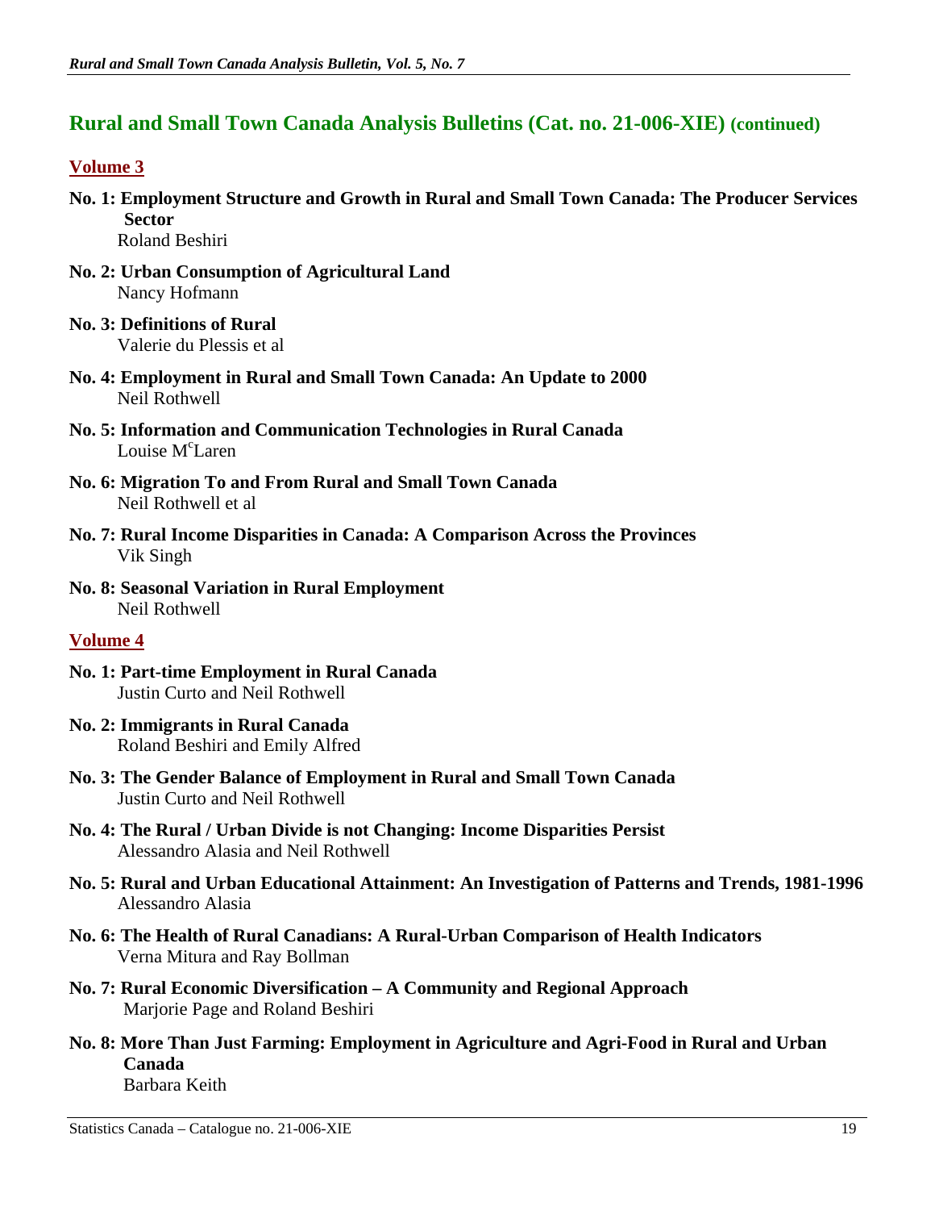## Rural and Small Town Canada Analysis Bulletins (Cat. no. 21-006-XIE) (continued)

### Volume 3

**No. 1: Employment Structure and Growth in Rural and Small Town Canada: The Producer Services Sector**
Roland Beshiri

**No. 2: Urban Consumption of Agricultural Land**
Nancy Hofmann

**No. 3: Definitions of Rural**
Valerie du Plessis et al

**No. 4: Employment in Rural and Small Town Canada: An Update to 2000**
Neil Rothwell

**No. 5: Information and Communication Technologies in Rural Canada**
Louise McLaren

**No. 6: Migration To and From Rural and Small Town Canada**
Neil Rothwell et al

**No. 7: Rural Income Disparities in Canada: A Comparison Across the Provinces**
Vik Singh

**No. 8: Seasonal Variation in Rural Employment**
Neil Rothwell

### Volume 4

**No. 1: Part-time Employment in Rural Canada**
Justin Curto and Neil Rothwell

**No. 2: Immigrants in Rural Canada**
Roland Beshiri and Emily Alfred

**No. 3: The Gender Balance of Employment in Rural and Small Town Canada**
Justin Curto and Neil Rothwell

**No. 4: The Rural / Urban Divide is not Changing: Income Disparities Persist**
Alessandro Alasia and Neil Rothwell

**No. 5: Rural and Urban Educational Attainment: An Investigation of Patterns and Trends, 1981-1996**
Alessandro Alasia

**No. 6: The Health of Rural Canadians: A Rural-Urban Comparison of Health Indicators**
Verna Mitura and Ray Bollman

**No. 7: Rural Economic Diversification – A Community and Regional Approach**
Marjorie Page and Roland Beshiri

**No. 8: More Than Just Farming: Employment in Agriculture and Agri-Food in Rural and Urban Canada**
Barbara Keith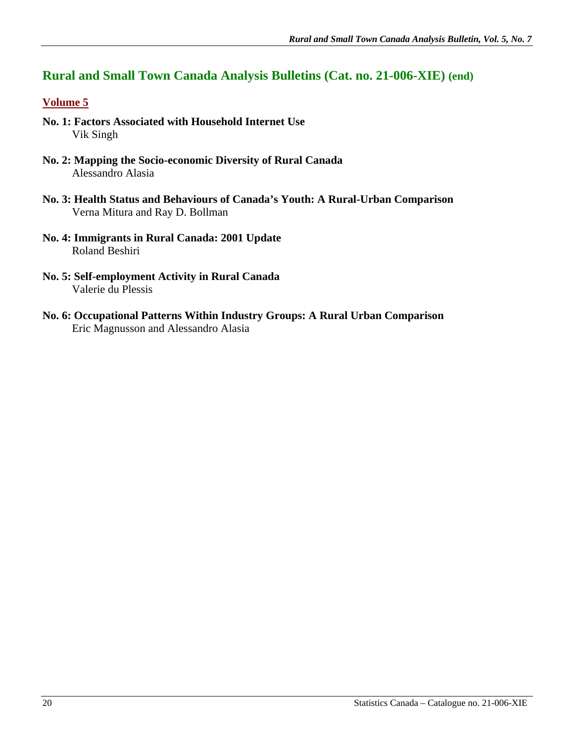## Rural and Small Town Canada Analysis Bulletins (Cat. no. 21-006-XIE) (end)

### Volume 5

**No. 1: Factors Associated with Household Internet Use**
Vik Singh

**No. 2: Mapping the Socio-economic Diversity of Rural Canada**
Alessandro Alasia

**No. 3: Health Status and Behaviours of Canada's Youth: A Rural-Urban Comparison**
Verna Mitura and Ray D. Bollman

**No. 4: Immigrants in Rural Canada: 2001 Update**
Roland Beshiri

**No. 5: Self-employment Activity in Rural Canada**
Valerie du Plessis

**No. 6: Occupational Patterns Within Industry Groups: A Rural Urban Comparison**
Eric Magnusson and Alessandro Alasia